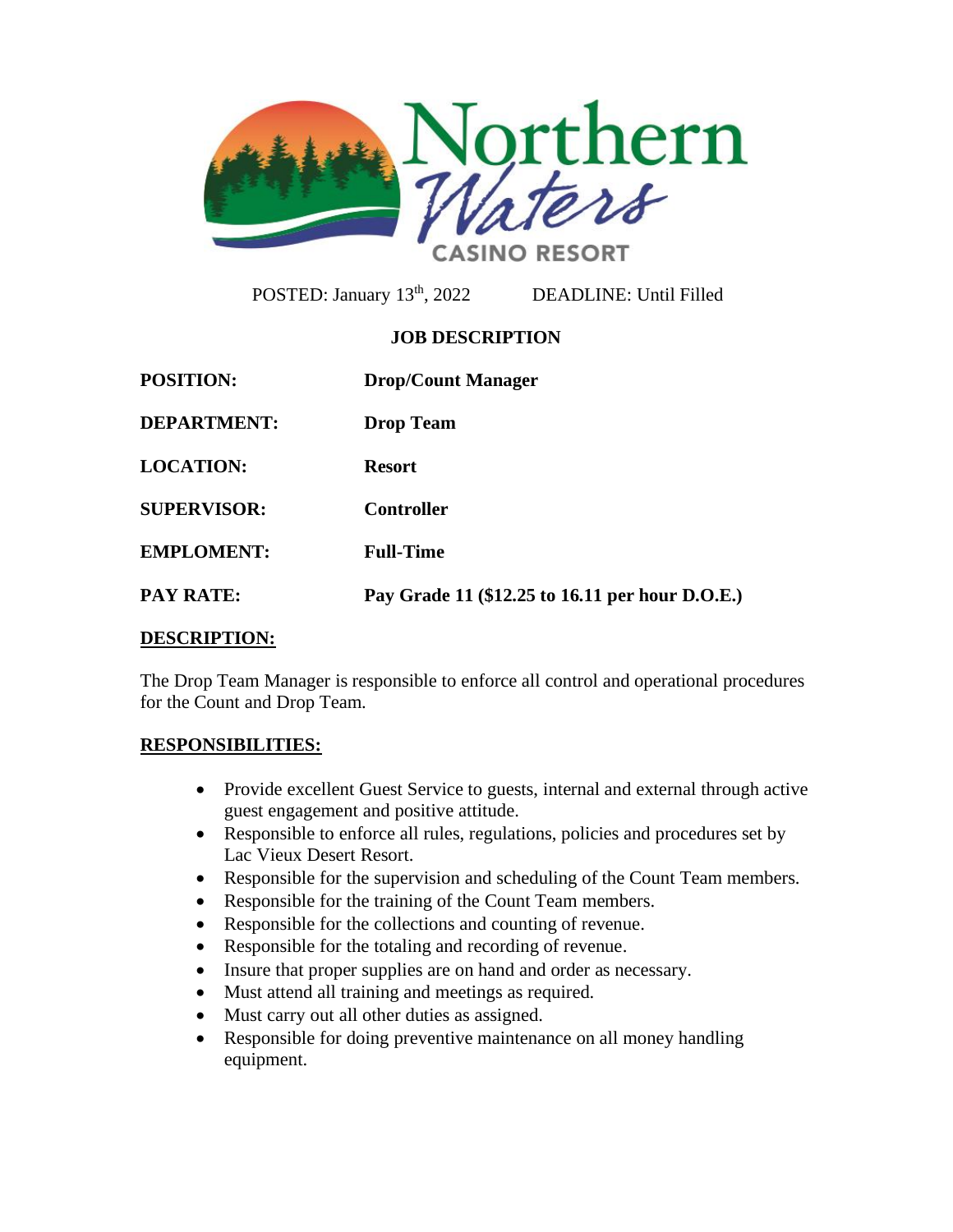Northern Waters CASINO RESORT

POSTED: January 13th, 2022 DEADLINE: Until Filled

## JOB DESCRIPTION

**POSITION:** **Drop/Count Manager**

**DEPARTMENT:** **Drop Team**

**LOCATION:** **Resort**

**SUPERVISOR:** **Controller**

**EMPLOMENT:** **Full-Time**

**PAY RATE:** **Pay Grade 11 ($12.25 to 16.11 per hour D.O.E.)**

### DESCRIPTION:

The Drop Team Manager is responsible to enforce all control and operational procedures for the Count and Drop Team.

### RESPONSIBILITIES:

- Provide excellent Guest Service to guests, internal and external through active guest engagement and positive attitude.
- Responsible to enforce all rules, regulations, policies and procedures set by Lac Vieux Desert Resort.
- Responsible for the supervision and scheduling of the Count Team members.
- Responsible for the training of the Count Team members.
- Responsible for the collections and counting of revenue.
- Responsible for the totaling and recording of revenue.
- Insure that proper supplies are on hand and order as necessary.
- Must attend all training and meetings as required.
- Must carry out all other duties as assigned.
- Responsible for doing preventive maintenance on all money handling equipment.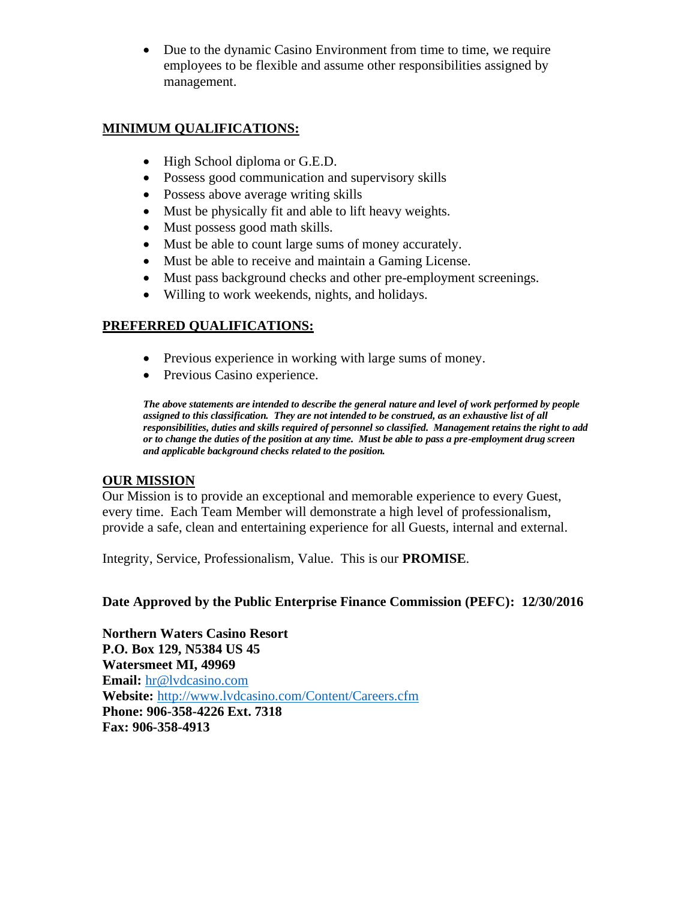- Due to the dynamic Casino Environment from time to time, we require employees to be flexible and assume other responsibilities assigned by management.

**MINIMUM QUALIFICATIONS:**

- High School diploma or G.E.D.
- Possess good communication and supervisory skills
- Possess above average writing skills
- Must be physically fit and able to lift heavy weights.
- Must possess good math skills.
- Must be able to count large sums of money accurately.
- Must be able to receive and maintain a Gaming License.
- Must pass background checks and other pre-employment screenings.
- Willing to work weekends, nights, and holidays.

**PREFERRED QUALIFICATIONS:**

- Previous experience in working with large sums of money.
- Previous Casino experience.

***The above statements are intended to describe the general nature and level of work performed by people assigned to this classification. They are not intended to be construed, as an exhaustive list of all responsibilities, duties and skills required of personnel so classified. Management retains the right to add or to change the duties of the position at any time. Must be able to pass a pre-employment drug screen and applicable background checks related to the position.***

**OUR MISSION**

Our Mission is to provide an exceptional and memorable experience to every Guest, every time. Each Team Member will demonstrate a high level of professionalism, provide a safe, clean and entertaining experience for all Guests, internal and external.

Integrity, Service, Professionalism, Value. This is our **PROMISE**.

**Date Approved by the Public Enterprise Finance Commission (PEFC): 12/30/2016**

**Northern Waters Casino Resort**
**P.O. Box 129, N5384 US 45**
**Watersmeet MI, 49969**
**Email:** hr@lvdcasino.com
**Website:** http://www.lvdcasino.com/Content/Careers.cfm
**Phone: 906-358-4226 Ext. 7318**
**Fax: 906-358-4913**